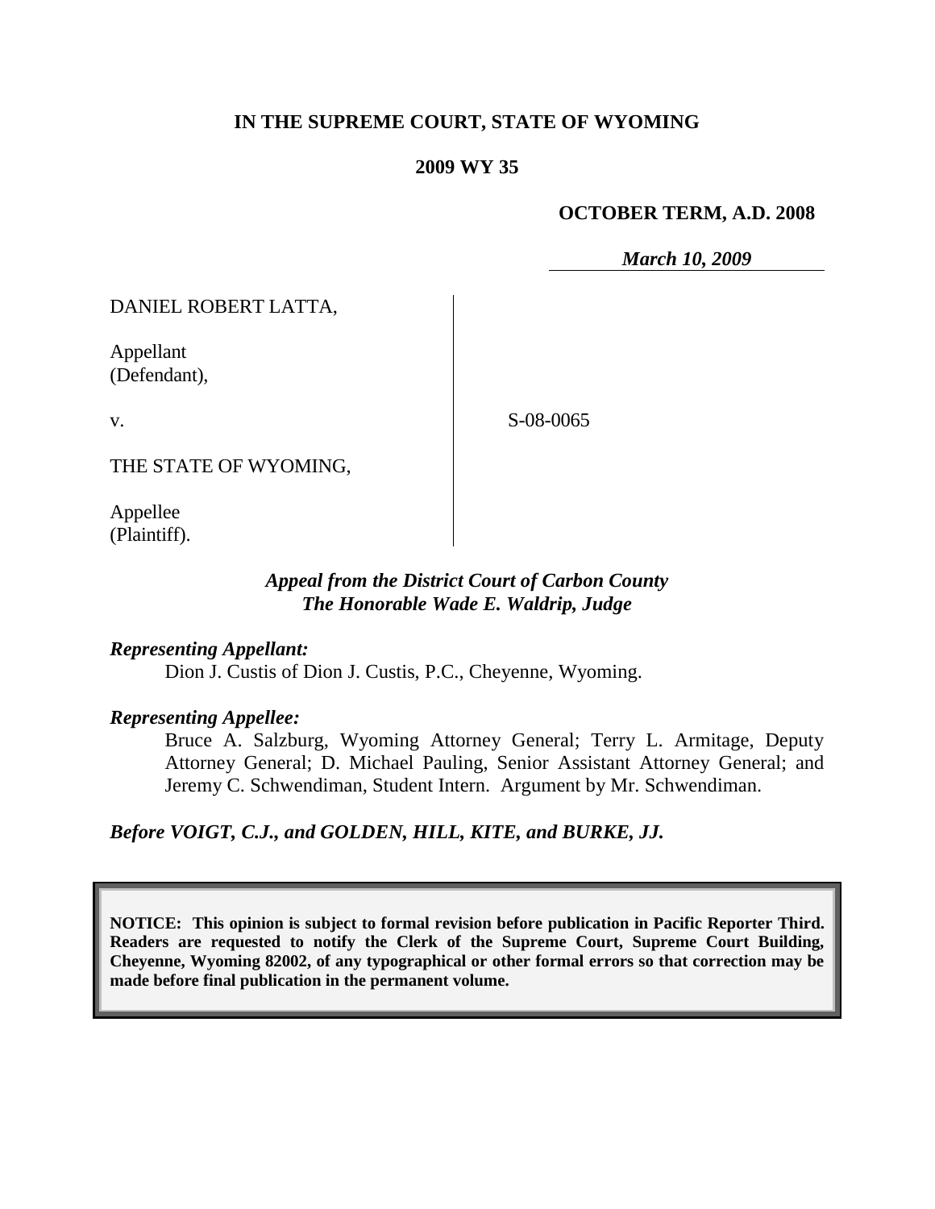**IN THE SUPREME COURT, STATE OF WYOMING**

**2009 WY 35**

**OCTOBER TERM, A.D. 2008**

*March 10, 2009*

DANIEL ROBERT LATTA,

Appellant
(Defendant),

v.

S-08-0065

THE STATE OF WYOMING,

Appellee
(Plaintiff).

***Appeal from the District Court of Carbon County***
***The Honorable Wade E. Waldrip, Judge***

***Representing Appellant:***

Dion J. Custis of Dion J. Custis, P.C., Cheyenne, Wyoming.

***Representing Appellee:***

Bruce A. Salzburg, Wyoming Attorney General; Terry L. Armitage, Deputy Attorney General; D. Michael Pauling, Senior Assistant Attorney General; and Jeremy C. Schwendiman, Student Intern. Argument by Mr. Schwendiman.

***Before VOIGT, C.J., and GOLDEN, HILL, KITE, and BURKE, JJ.***

**NOTICE: This opinion is subject to formal revision before publication in Pacific Reporter Third. Readers are requested to notify the Clerk of the Supreme Court, Supreme Court Building, Cheyenne, Wyoming 82002, of any typographical or other formal errors so that correction may be made before final publication in the permanent volume.**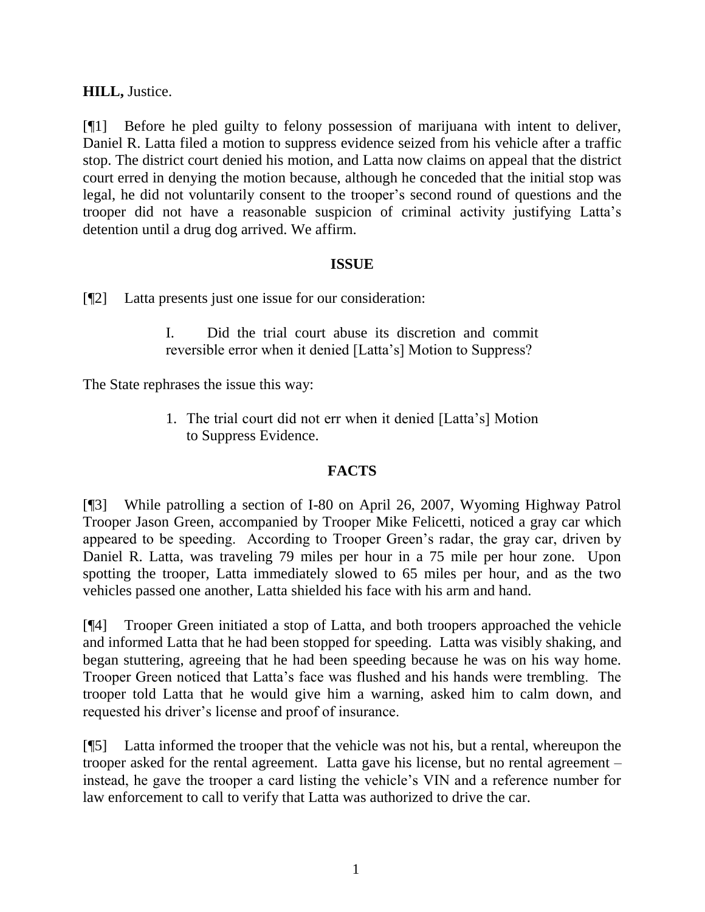**HILL,** Justice.

[¶1] Before he pled guilty to felony possession of marijuana with intent to deliver, Daniel R. Latta filed a motion to suppress evidence seized from his vehicle after a traffic stop. The district court denied his motion, and Latta now claims on appeal that the district court erred in denying the motion because, although he conceded that the initial stop was legal, he did not voluntarily consent to the trooper's second round of questions and the trooper did not have a reasonable suspicion of criminal activity justifying Latta's detention until a drug dog arrived. We affirm.

## ISSUE

[¶2] Latta presents just one issue for our consideration:

> I. Did the trial court abuse its discretion and commit reversible error when it denied [Latta's] Motion to Suppress?

The State rephrases the issue this way:

> 1. The trial court did not err when it denied [Latta's] Motion to Suppress Evidence.

## FACTS

[¶3] While patrolling a section of I-80 on April 26, 2007, Wyoming Highway Patrol Trooper Jason Green, accompanied by Trooper Mike Felicetti, noticed a gray car which appeared to be speeding. According to Trooper Green's radar, the gray car, driven by Daniel R. Latta, was traveling 79 miles per hour in a 75 mile per hour zone. Upon spotting the trooper, Latta immediately slowed to 65 miles per hour, and as the two vehicles passed one another, Latta shielded his face with his arm and hand.

[¶4] Trooper Green initiated a stop of Latta, and both troopers approached the vehicle and informed Latta that he had been stopped for speeding. Latta was visibly shaking, and began stuttering, agreeing that he had been speeding because he was on his way home. Trooper Green noticed that Latta's face was flushed and his hands were trembling. The trooper told Latta that he would give him a warning, asked him to calm down, and requested his driver's license and proof of insurance.

[¶5] Latta informed the trooper that the vehicle was not his, but a rental, whereupon the trooper asked for the rental agreement. Latta gave his license, but no rental agreement – instead, he gave the trooper a card listing the vehicle's VIN and a reference number for law enforcement to call to verify that Latta was authorized to drive the car.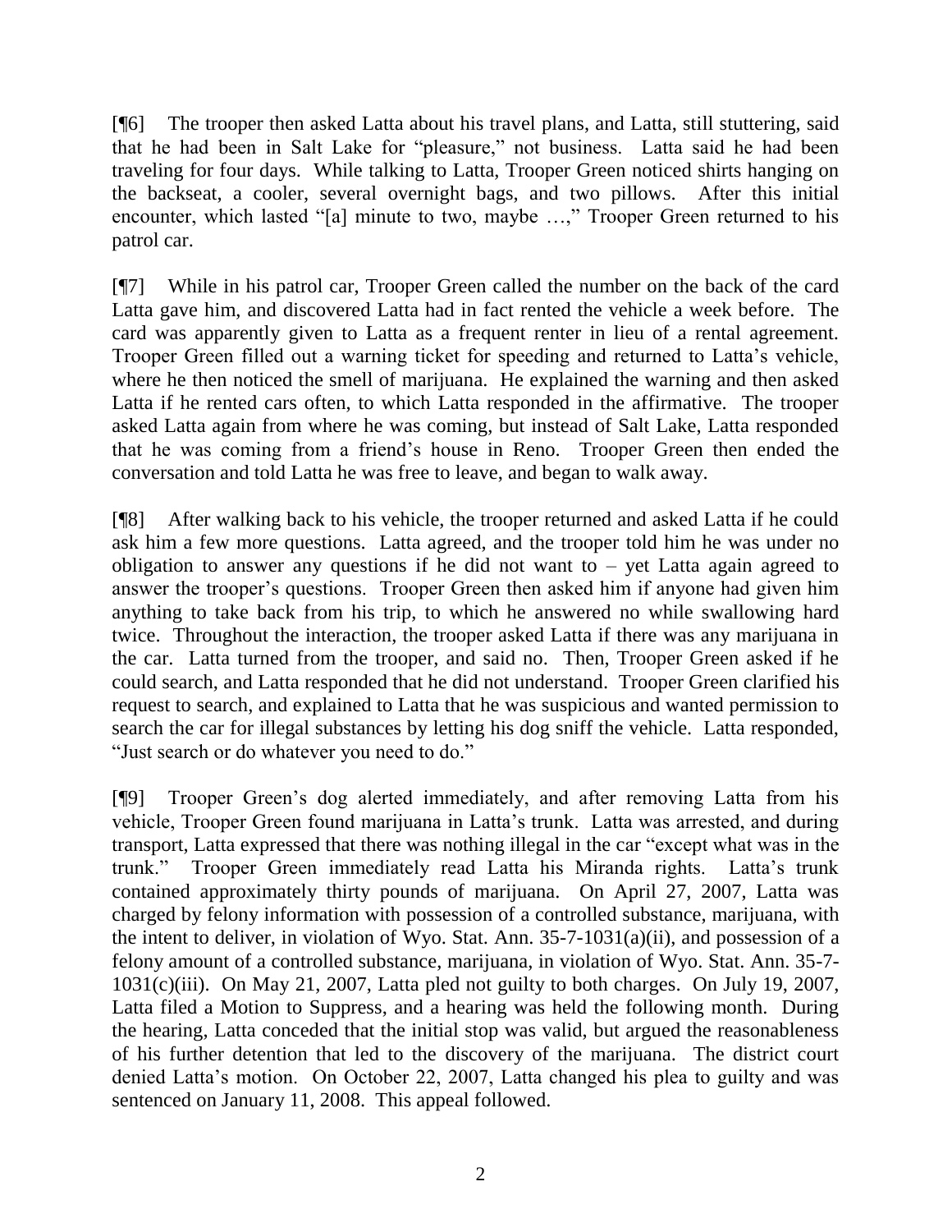[¶6] The trooper then asked Latta about his travel plans, and Latta, still stuttering, said that he had been in Salt Lake for "pleasure," not business. Latta said he had been traveling for four days. While talking to Latta, Trooper Green noticed shirts hanging on the backseat, a cooler, several overnight bags, and two pillows. After this initial encounter, which lasted "[a] minute to two, maybe …," Trooper Green returned to his patrol car.

[¶7] While in his patrol car, Trooper Green called the number on the back of the card Latta gave him, and discovered Latta had in fact rented the vehicle a week before. The card was apparently given to Latta as a frequent renter in lieu of a rental agreement. Trooper Green filled out a warning ticket for speeding and returned to Latta's vehicle, where he then noticed the smell of marijuana. He explained the warning and then asked Latta if he rented cars often, to which Latta responded in the affirmative. The trooper asked Latta again from where he was coming, but instead of Salt Lake, Latta responded that he was coming from a friend's house in Reno. Trooper Green then ended the conversation and told Latta he was free to leave, and began to walk away.

[¶8] After walking back to his vehicle, the trooper returned and asked Latta if he could ask him a few more questions. Latta agreed, and the trooper told him he was under no obligation to answer any questions if he did not want to – yet Latta again agreed to answer the trooper's questions. Trooper Green then asked him if anyone had given him anything to take back from his trip, to which he answered no while swallowing hard twice. Throughout the interaction, the trooper asked Latta if there was any marijuana in the car. Latta turned from the trooper, and said no. Then, Trooper Green asked if he could search, and Latta responded that he did not understand. Trooper Green clarified his request to search, and explained to Latta that he was suspicious and wanted permission to search the car for illegal substances by letting his dog sniff the vehicle. Latta responded, "Just search or do whatever you need to do."

[¶9] Trooper Green's dog alerted immediately, and after removing Latta from his vehicle, Trooper Green found marijuana in Latta's trunk. Latta was arrested, and during transport, Latta expressed that there was nothing illegal in the car "except what was in the trunk." Trooper Green immediately read Latta his Miranda rights. Latta's trunk contained approximately thirty pounds of marijuana. On April 27, 2007, Latta was charged by felony information with possession of a controlled substance, marijuana, with the intent to deliver, in violation of Wyo. Stat. Ann. 35-7-1031(a)(ii), and possession of a felony amount of a controlled substance, marijuana, in violation of Wyo. Stat. Ann. 35-7-1031(c)(iii). On May 21, 2007, Latta pled not guilty to both charges. On July 19, 2007, Latta filed a Motion to Suppress, and a hearing was held the following month. During the hearing, Latta conceded that the initial stop was valid, but argued the reasonableness of his further detention that led to the discovery of the marijuana. The district court denied Latta's motion. On October 22, 2007, Latta changed his plea to guilty and was sentenced on January 11, 2008. This appeal followed.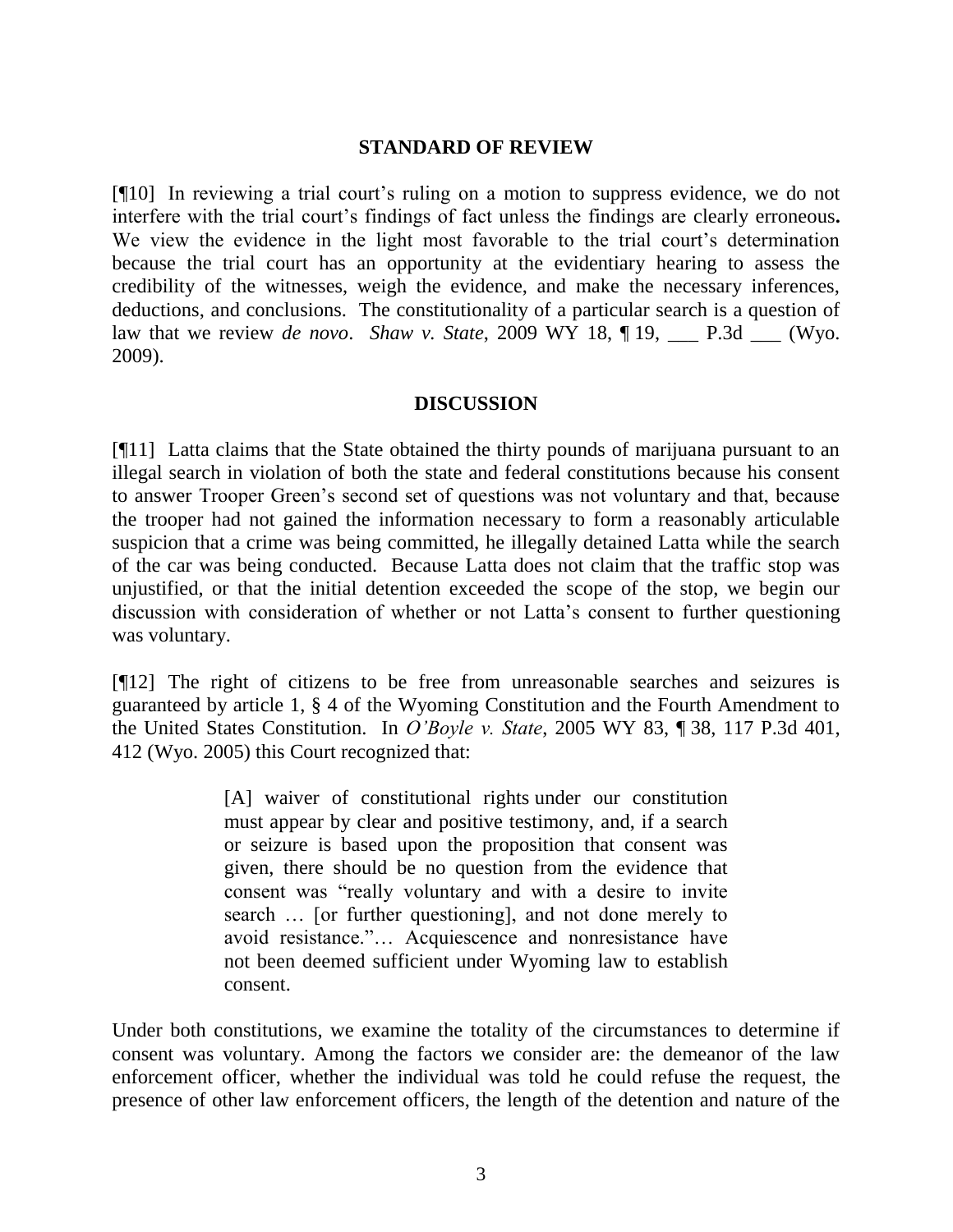## STANDARD OF REVIEW

[¶10] In reviewing a trial court's ruling on a motion to suppress evidence, we do not interfere with the trial court's findings of fact unless the findings are clearly erroneous**.** We view the evidence in the light most favorable to the trial court's determination because the trial court has an opportunity at the evidentiary hearing to assess the credibility of the witnesses, weigh the evidence, and make the necessary inferences, deductions, and conclusions. The constitutionality of a particular search is a question of law that we review *de novo*. *Shaw v. State*, 2009 WY 18, ¶ 19, ___ P.3d ___ (Wyo. 2009).

## DISCUSSION

[¶11] Latta claims that the State obtained the thirty pounds of marijuana pursuant to an illegal search in violation of both the state and federal constitutions because his consent to answer Trooper Green's second set of questions was not voluntary and that, because the trooper had not gained the information necessary to form a reasonably articulable suspicion that a crime was being committed, he illegally detained Latta while the search of the car was being conducted. Because Latta does not claim that the traffic stop was unjustified, or that the initial detention exceeded the scope of the stop, we begin our discussion with consideration of whether or not Latta's consent to further questioning was voluntary.

[¶12] The right of citizens to be free from unreasonable searches and seizures is guaranteed by article 1, § 4 of the Wyoming Constitution and the Fourth Amendment to the United States Constitution. In *O'Boyle v. State*, 2005 WY 83, ¶ 38, 117 P.3d 401, 412 (Wyo. 2005) this Court recognized that:

> [A] waiver of constitutional rights under our constitution must appear by clear and positive testimony, and, if a search or seizure is based upon the proposition that consent was given, there should be no question from the evidence that consent was "really voluntary and with a desire to invite search … [or further questioning], and not done merely to avoid resistance."… Acquiescence and nonresistance have not been deemed sufficient under Wyoming law to establish consent.

Under both constitutions, we examine the totality of the circumstances to determine if consent was voluntary. Among the factors we consider are: the demeanor of the law enforcement officer, whether the individual was told he could refuse the request, the presence of other law enforcement officers, the length of the detention and nature of the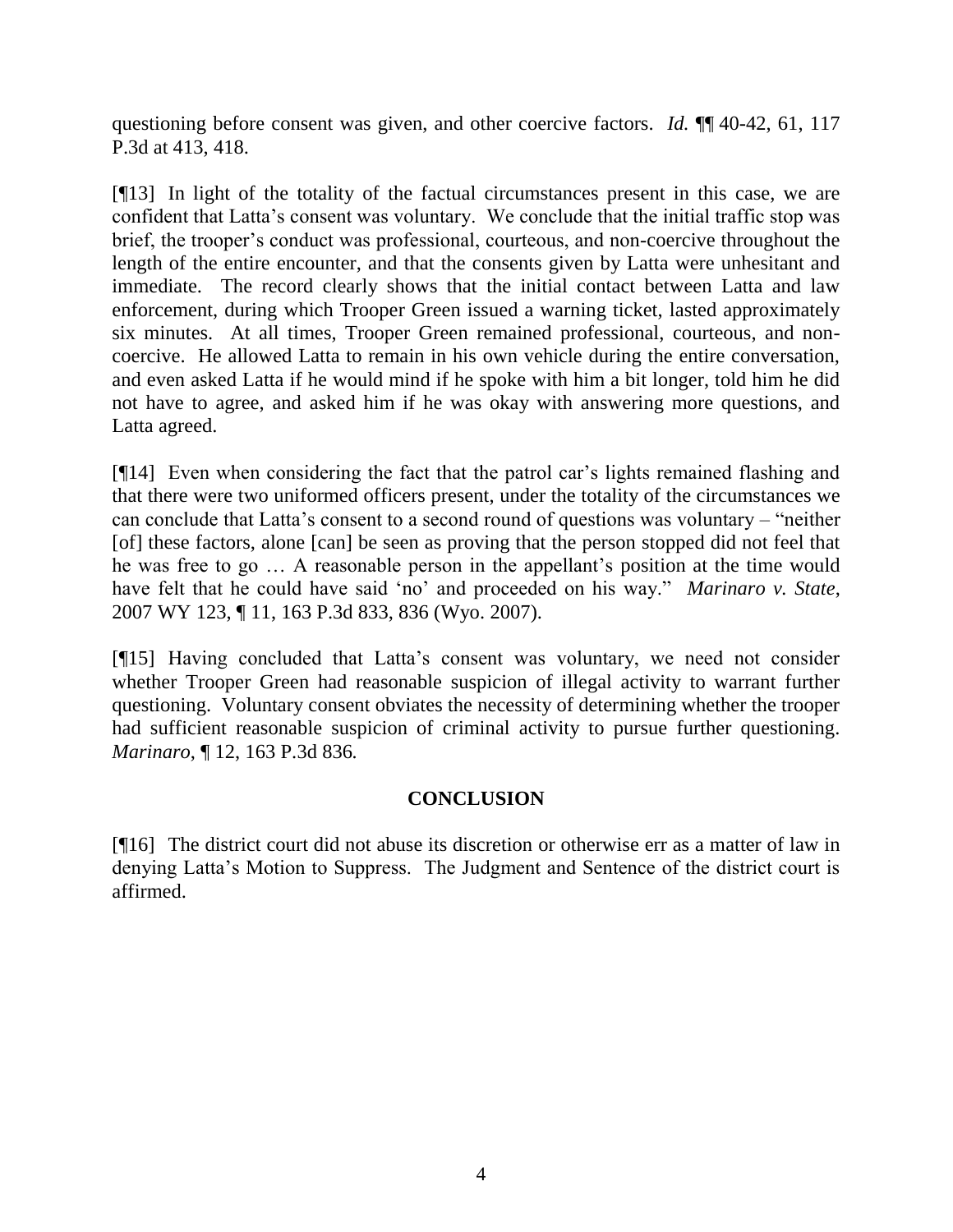questioning before consent was given, and other coercive factors. *Id.* ¶¶ 40-42, 61, 117 P.3d at 413, 418.

[¶13] In light of the totality of the factual circumstances present in this case, we are confident that Latta's consent was voluntary. We conclude that the initial traffic stop was brief, the trooper's conduct was professional, courteous, and non-coercive throughout the length of the entire encounter, and that the consents given by Latta were unhesitant and immediate. The record clearly shows that the initial contact between Latta and law enforcement, during which Trooper Green issued a warning ticket, lasted approximately six minutes. At all times, Trooper Green remained professional, courteous, and non-coercive. He allowed Latta to remain in his own vehicle during the entire conversation, and even asked Latta if he would mind if he spoke with him a bit longer, told him he did not have to agree, and asked him if he was okay with answering more questions, and Latta agreed.

[¶14] Even when considering the fact that the patrol car's lights remained flashing and that there were two uniformed officers present, under the totality of the circumstances we can conclude that Latta's consent to a second round of questions was voluntary – "neither [of] these factors, alone [can] be seen as proving that the person stopped did not feel that he was free to go … A reasonable person in the appellant's position at the time would have felt that he could have said 'no' and proceeded on his way." *Marinaro v. State*, 2007 WY 123, ¶ 11, 163 P.3d 833, 836 (Wyo. 2007).

[¶15] Having concluded that Latta's consent was voluntary, we need not consider whether Trooper Green had reasonable suspicion of illegal activity to warrant further questioning. Voluntary consent obviates the necessity of determining whether the trooper had sufficient reasonable suspicion of criminal activity to pursue further questioning. *Marinaro*, ¶ 12, 163 P.3d 836.

## CONCLUSION

[¶16] The district court did not abuse its discretion or otherwise err as a matter of law in denying Latta's Motion to Suppress. The Judgment and Sentence of the district court is affirmed.